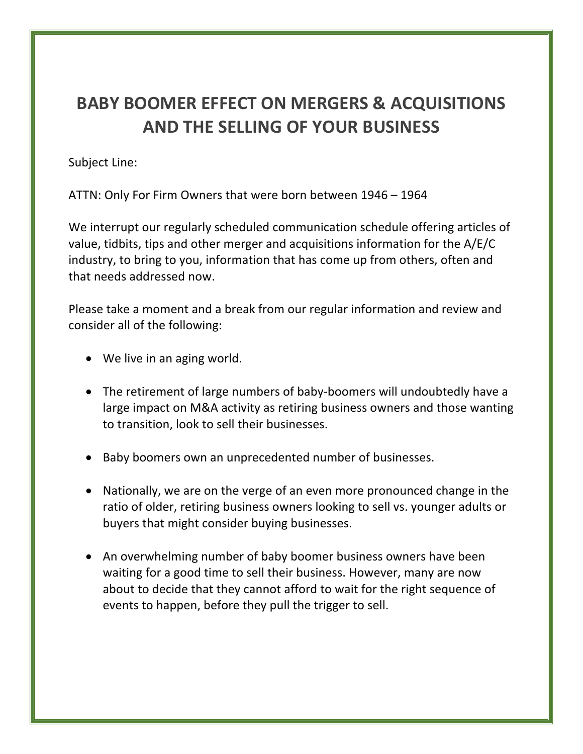# BABY BOOMER EFFECT ON MERGERS & ACQUISITIONS AND THE SELLING OF YOUR BUSINESS

Subject Line:

ATTN: Only For Firm Owners that were born between 1946 – 1964

We interrupt our regularly scheduled communication schedule offering articles of value, tidbits, tips and other merger and acquisitions information for the A/E/C industry, to bring to you, information that has come up from others, often and that needs addressed now.

Please take a moment and a break from our regular information and review and consider all of the following:

- We live in an aging world.
- The retirement of large numbers of baby-boomers will undoubtedly have a large impact on M&A activity as retiring business owners and those wanting to transition, look to sell their businesses.
- Baby boomers own an unprecedented number of businesses.
- Nationally, we are on the verge of an even more pronounced change in the ratio of older, retiring business owners looking to sell vs. younger adults or buyers that might consider buying businesses.
- An overwhelming number of baby boomer business owners have been waiting for a good time to sell their business. However, many are now about to decide that they cannot afford to wait for the right sequence of events to happen, before they pull the trigger to sell.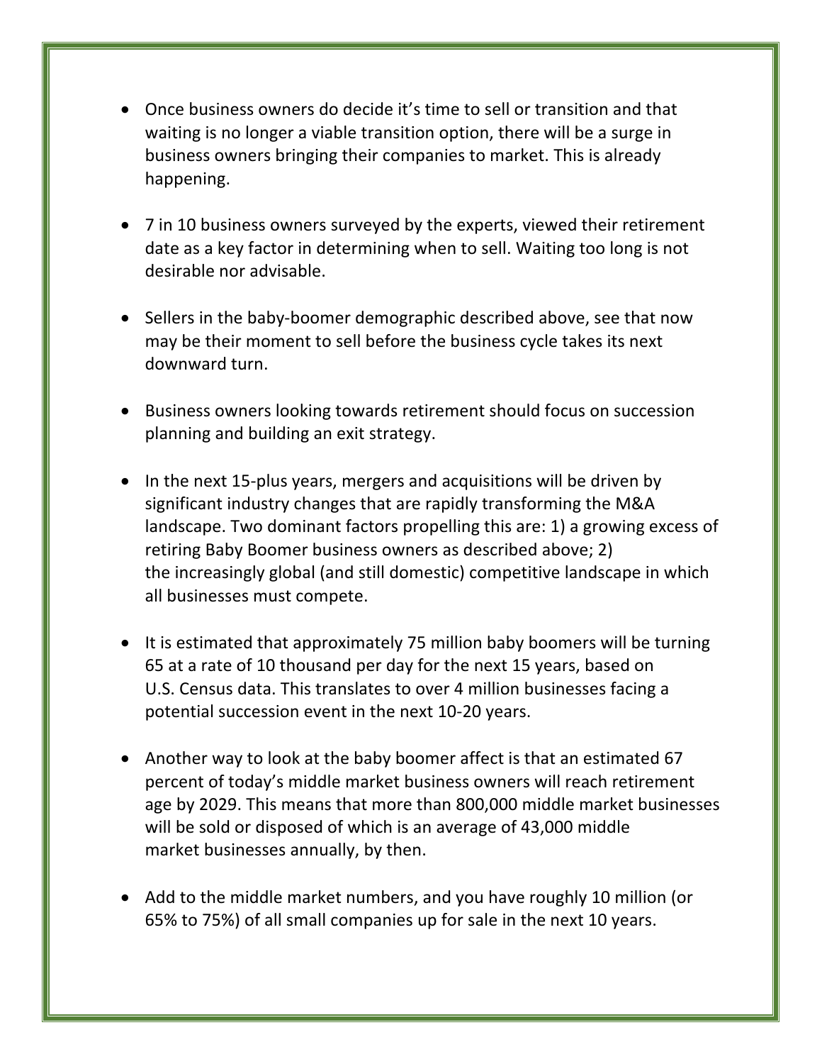- Once business owners do decide it's time to sell or transition and that waiting is no longer a viable transition option, there will be a surge in business owners bringing their companies to market. This is already happening.

- 7 in 10 business owners surveyed by the experts, viewed their retirement date as a key factor in determining when to sell. Waiting too long is not desirable nor advisable.

- Sellers in the baby-boomer demographic described above, see that now may be their moment to sell before the business cycle takes its next downward turn.

- Business owners looking towards retirement should focus on succession planning and building an exit strategy.

- In the next 15-plus years, mergers and acquisitions will be driven by significant industry changes that are rapidly transforming the M&A landscape. Two dominant factors propelling this are: 1) a growing excess of retiring Baby Boomer business owners as described above; 2) the increasingly global (and still domestic) competitive landscape in which all businesses must compete.

- It is estimated that approximately 75 million baby boomers will be turning 65 at a rate of 10 thousand per day for the next 15 years, based on U.S. Census data. This translates to over 4 million businesses facing a potential succession event in the next 10-20 years.

- Another way to look at the baby boomer affect is that an estimated 67 percent of today's middle market business owners will reach retirement age by 2029. This means that more than 800,000 middle market businesses will be sold or disposed of which is an average of 43,000 middle market businesses annually, by then.

- Add to the middle market numbers, and you have roughly 10 million (or 65% to 75%) of all small companies up for sale in the next 10 years.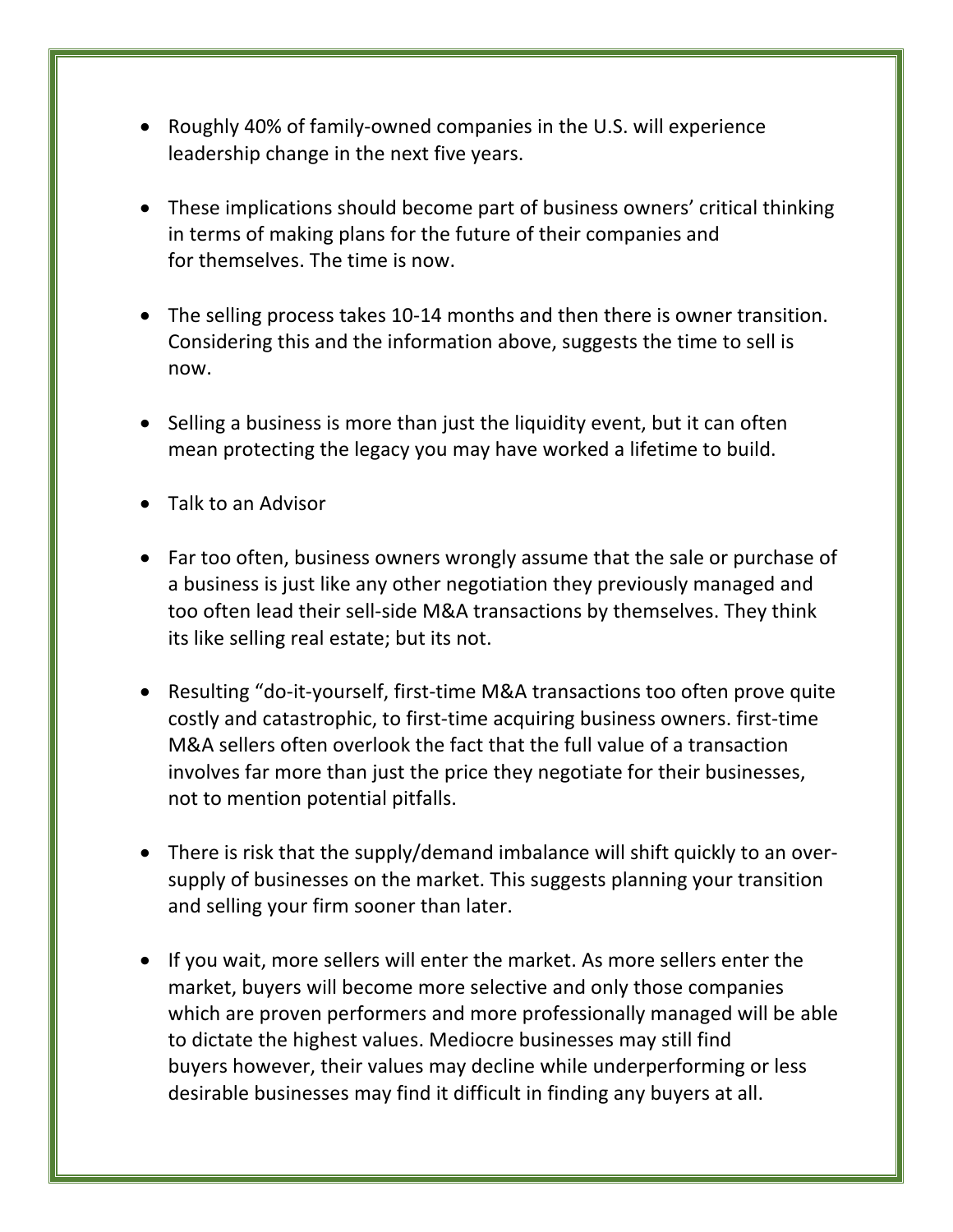- Roughly 40% of family-owned companies in the U.S. will experience leadership change in the next five years.

- These implications should become part of business owners' critical thinking in terms of making plans for the future of their companies and for themselves. The time is now.

- The selling process takes 10-14 months and then there is owner transition. Considering this and the information above, suggests the time to sell is now.

- Selling a business is more than just the liquidity event, but it can often mean protecting the legacy you may have worked a lifetime to build.

- Talk to an Advisor

- Far too often, business owners wrongly assume that the sale or purchase of a business is just like any other negotiation they previously managed and too often lead their sell-side M&A transactions by themselves. They think its like selling real estate; but its not.

- Resulting "do-it-yourself, first-time M&A transactions too often prove quite costly and catastrophic, to first-time acquiring business owners. first-time M&A sellers often overlook the fact that the full value of a transaction involves far more than just the price they negotiate for their businesses, not to mention potential pitfalls.

- There is risk that the supply/demand imbalance will shift quickly to an over-supply of businesses on the market. This suggests planning your transition and selling your firm sooner than later.

- If you wait, more sellers will enter the market. As more sellers enter the market, buyers will become more selective and only those companies which are proven performers and more professionally managed will be able to dictate the highest values. Mediocre businesses may still find buyers however, their values may decline while underperforming or less desirable businesses may find it difficult in finding any buyers at all.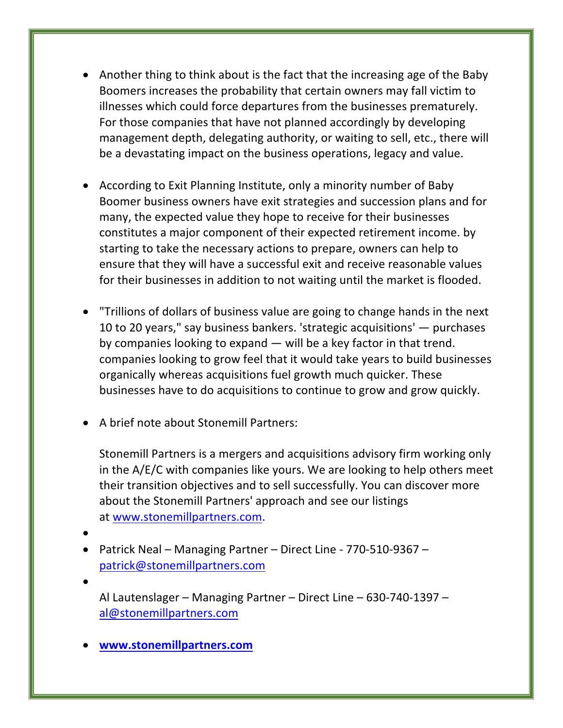- Another thing to think about is the fact that the increasing age of the Baby Boomers increases the probability that certain owners may fall victim to illnesses which could force departures from the businesses prematurely. For those companies that have not planned accordingly by developing management depth, delegating authority, or waiting to sell, etc., there will be a devastating impact on the business operations, legacy and value.

- According to Exit Planning Institute, only a minority number of Baby Boomer business owners have exit strategies and succession plans and for many, the expected value they hope to receive for their businesses constitutes a major component of their expected retirement income. by starting to take the necessary actions to prepare, owners can help to ensure that they will have a successful exit and receive reasonable values for their businesses in addition to not waiting until the market is flooded.

- "Trillions of dollars of business value are going to change hands in the next 10 to 20 years," say business bankers. 'strategic acquisitions' — purchases by companies looking to expand — will be a key factor in that trend. companies looking to grow feel that it would take years to build businesses organically whereas acquisitions fuel growth much quicker. These businesses have to do acquisitions to continue to grow and grow quickly.

- A brief note about Stonemill Partners:

  Stonemill Partners is a mergers and acquisitions advisory firm working only in the A/E/C with companies like yours. We are looking to help others meet their transition objectives and to sell successfully. You can discover more about the Stonemill Partners' approach and see our listings at [www.stonemillpartners.com](http://www.stonemillpartners.com).

- 
- Patrick Neal – Managing Partner – Direct Line - 770-510-9367 – [patrick@stonemillpartners.com](mailto:patrick@stonemillpartners.com)
- 

  Al Lautenslager – Managing Partner – Direct Line – 630-740-1397 – [al@stonemillpartners.com](mailto:al@stonemillpartners.com)

- **[www.stonemillpartners.com](http://www.stonemillpartners.com)**